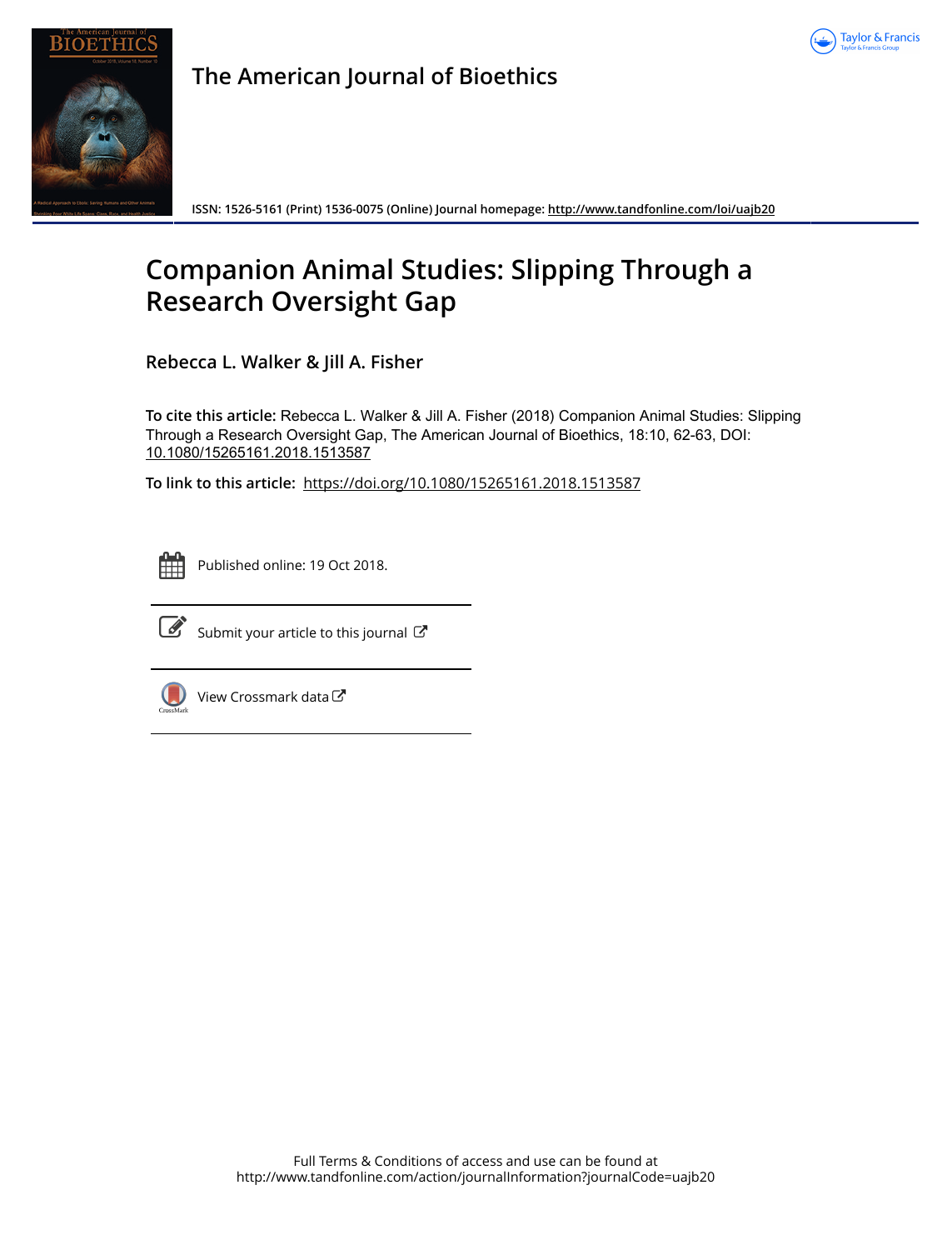The American Journal of Bioethics

ISSN: 1526-5161 (Print) 1536-0075 (Online) Journal homepage: http://www.tandfonline.com/loi/uajb20

# Companion Animal Studies: Slipping Through a Research Oversight Gap

**Rebecca L. Walker & Jill A. Fisher**

**To cite this article:** Rebecca L. Walker & Jill A. Fisher (2018) Companion Animal Studies: Slipping Through a Research Oversight Gap, The American Journal of Bioethics, 18:10, 62-63, DOI: 10.1080/15265161.2018.1513587

**To link to this article:** https://doi.org/10.1080/15265161.2018.1513587

Published online: 19 Oct 2018.

Submit your article to this journal

View Crossmark data

Full Terms & Conditions of access and use can be found at
http://www.tandfonline.com/action/journalInformation?journalCode=uajb20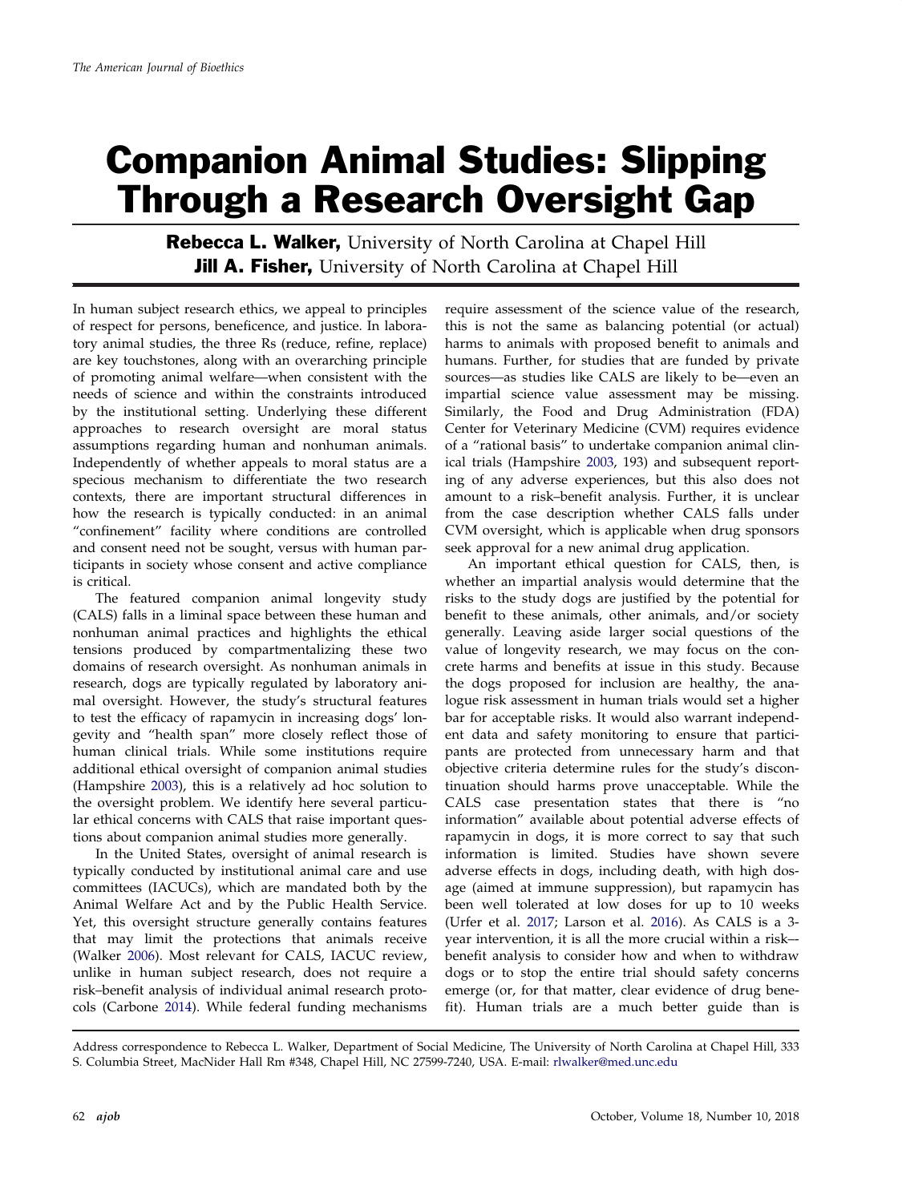# Companion Animal Studies: Slipping Through a Research Oversight Gap

**Rebecca L. Walker,** University of North Carolina at Chapel Hill
**Jill A. Fisher,** University of North Carolina at Chapel Hill

In human subject research ethics, we appeal to principles of respect for persons, beneficence, and justice. In laboratory animal studies, the three Rs (reduce, refine, replace) are key touchstones, along with an overarching principle of promoting animal welfare—when consistent with the needs of science and within the constraints introduced by the institutional setting. Underlying these different approaches to research oversight are moral status assumptions regarding human and nonhuman animals. Independently of whether appeals to moral status are a specious mechanism to differentiate the two research contexts, there are important structural differences in how the research is typically conducted: in an animal "confinement" facility where conditions are controlled and consent need not be sought, versus with human participants in society whose consent and active compliance is critical.

The featured companion animal longevity study (CALS) falls in a liminal space between these human and nonhuman animal practices and highlights the ethical tensions produced by compartmentalizing these two domains of research oversight. As nonhuman animals in research, dogs are typically regulated by laboratory animal oversight. However, the study's structural features to test the efficacy of rapamycin in increasing dogs' longevity and "health span" more closely reflect those of human clinical trials. While some institutions require additional ethical oversight of companion animal studies (Hampshire 2003), this is a relatively ad hoc solution to the oversight problem. We identify here several particular ethical concerns with CALS that raise important questions about companion animal studies more generally.

In the United States, oversight of animal research is typically conducted by institutional animal care and use committees (IACUCs), which are mandated both by the Animal Welfare Act and by the Public Health Service. Yet, this oversight structure generally contains features that may limit the protections that animals receive (Walker 2006). Most relevant for CALS, IACUC review, unlike in human subject research, does not require a risk–benefit analysis of individual animal research protocols (Carbone 2014). While federal funding mechanisms require assessment of the science value of the research, this is not the same as balancing potential (or actual) harms to animals with proposed benefit to animals and humans. Further, for studies that are funded by private sources—as studies like CALS are likely to be—even an impartial science value assessment may be missing. Similarly, the Food and Drug Administration (FDA) Center for Veterinary Medicine (CVM) requires evidence of a "rational basis" to undertake companion animal clinical trials (Hampshire 2003, 193) and subsequent reporting of any adverse experiences, but this also does not amount to a risk–benefit analysis. Further, it is unclear from the case description whether CALS falls under CVM oversight, which is applicable when drug sponsors seek approval for a new animal drug application.

An important ethical question for CALS, then, is whether an impartial analysis would determine that the risks to the study dogs are justified by the potential for benefit to these animals, other animals, and/or society generally. Leaving aside larger social questions of the value of longevity research, we may focus on the concrete harms and benefits at issue in this study. Because the dogs proposed for inclusion are healthy, the analogue risk assessment in human trials would set a higher bar for acceptable risks. It would also warrant independent data and safety monitoring to ensure that participants are protected from unnecessary harm and that objective criteria determine rules for the study's discontinuation should harms prove unacceptable. While the CALS case presentation states that there is "no information" available about potential adverse effects of rapamycin in dogs, it is more correct to say that such information is limited. Studies have shown severe adverse effects in dogs, including death, with high dosage (aimed at immune suppression), but rapamycin has been well tolerated at low doses for up to 10 weeks (Urfer et al. 2017; Larson et al. 2016). As CALS is a 3-year intervention, it is all the more crucial within a risk–benefit analysis to consider how and when to withdraw dogs or to stop the entire trial should safety concerns emerge (or, for that matter, clear evidence of drug benefit). Human trials are a much better guide than is

Address correspondence to Rebecca L. Walker, Department of Social Medicine, The University of North Carolina at Chapel Hill, 333 S. Columbia Street, MacNider Hall Rm #348, Chapel Hill, NC 27599-7240, USA. E-mail: rlwalker@med.unc.edu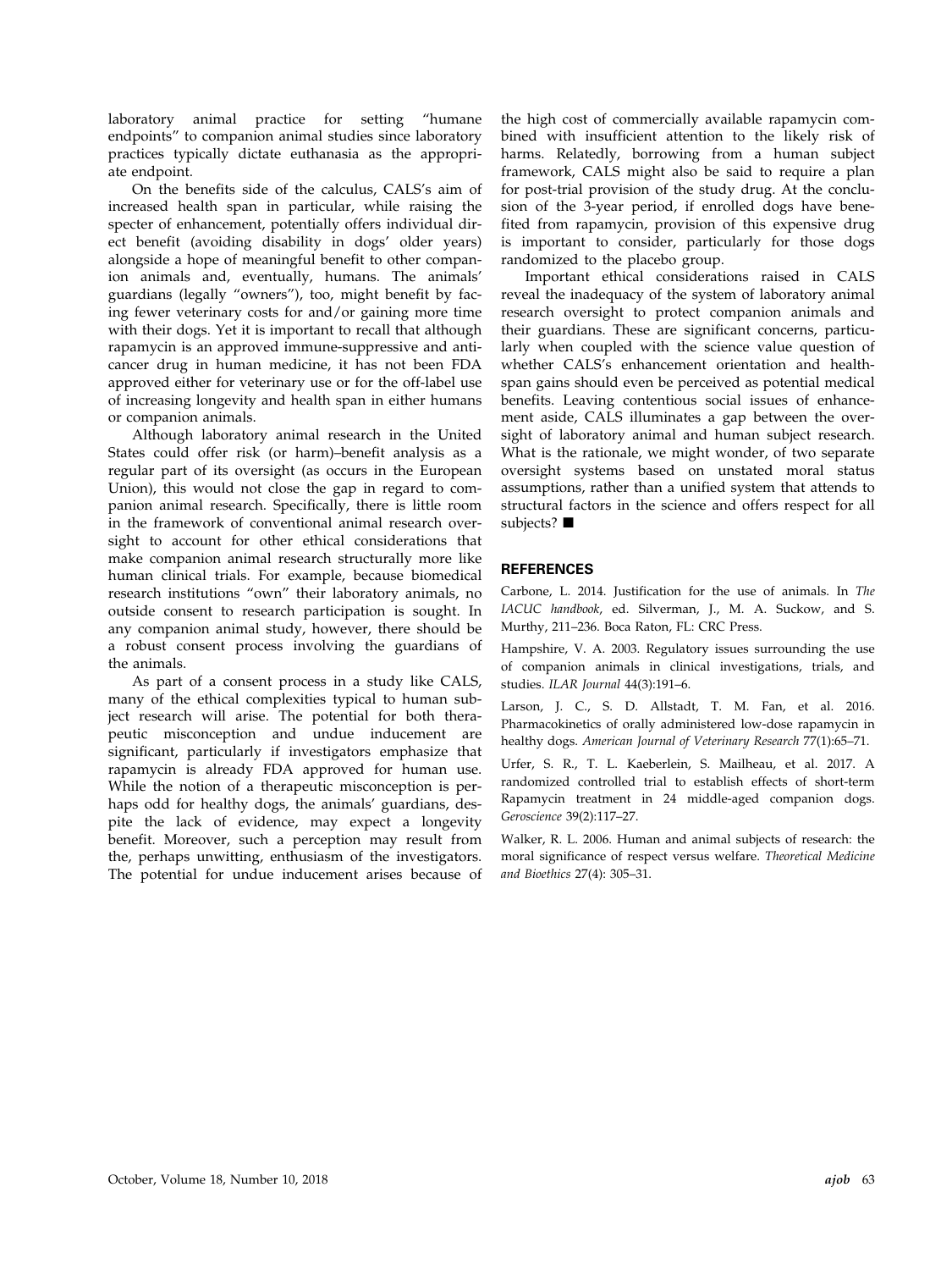laboratory animal practice for setting "humane endpoints" to companion animal studies since laboratory practices typically dictate euthanasia as the appropriate endpoint.

On the benefits side of the calculus, CALS's aim of increased health span in particular, while raising the specter of enhancement, potentially offers individual direct benefit (avoiding disability in dogs' older years) alongside a hope of meaningful benefit to other companion animals and, eventually, humans. The animals' guardians (legally "owners"), too, might benefit by facing fewer veterinary costs for and/or gaining more time with their dogs. Yet it is important to recall that although rapamycin is an approved immune-suppressive and anticancer drug in human medicine, it has not been FDA approved either for veterinary use or for the off-label use of increasing longevity and health span in either humans or companion animals.

Although laboratory animal research in the United States could offer risk (or harm)–benefit analysis as a regular part of its oversight (as occurs in the European Union), this would not close the gap in regard to companion animal research. Specifically, there is little room in the framework of conventional animal research oversight to account for other ethical considerations that make companion animal research structurally more like human clinical trials. For example, because biomedical research institutions "own" their laboratory animals, no outside consent to research participation is sought. In any companion animal study, however, there should be a robust consent process involving the guardians of the animals.

As part of a consent process in a study like CALS, many of the ethical complexities typical to human subject research will arise. The potential for both therapeutic misconception and undue inducement are significant, particularly if investigators emphasize that rapamycin is already FDA approved for human use. While the notion of a therapeutic misconception is perhaps odd for healthy dogs, the animals' guardians, despite the lack of evidence, may expect a longevity benefit. Moreover, such a perception may result from the, perhaps unwitting, enthusiasm of the investigators. The potential for undue inducement arises because of the high cost of commercially available rapamycin combined with insufficient attention to the likely risk of harms. Relatedly, borrowing from a human subject framework, CALS might also be said to require a plan for post-trial provision of the study drug. At the conclusion of the 3-year period, if enrolled dogs have benefited from rapamycin, provision of this expensive drug is important to consider, particularly for those dogs randomized to the placebo group.

Important ethical considerations raised in CALS reveal the inadequacy of the system of laboratory animal research oversight to protect companion animals and their guardians. These are significant concerns, particularly when coupled with the science value question of whether CALS's enhancement orientation and health-span gains should even be perceived as potential medical benefits. Leaving contentious social issues of enhancement aside, CALS illuminates a gap between the oversight of laboratory animal and human subject research. What is the rationale, we might wonder, of two separate oversight systems based on unstated moral status assumptions, rather than a unified system that attends to structural factors in the science and offers respect for all subjects? ■

## REFERENCES

Carbone, L. 2014. Justification for the use of animals. In *The IACUC handbook*, ed. Silverman, J., M. A. Suckow, and S. Murthy, 211–236. Boca Raton, FL: CRC Press.

Hampshire, V. A. 2003. Regulatory issues surrounding the use of companion animals in clinical investigations, trials, and studies. *ILAR Journal* 44(3):191–6.

Larson, J. C., S. D. Allstadt, T. M. Fan, et al. 2016. Pharmacokinetics of orally administered low-dose rapamycin in healthy dogs. *American Journal of Veterinary Research* 77(1):65–71.

Urfer, S. R., T. L. Kaeberlein, S. Mailheau, et al. 2017. A randomized controlled trial to establish effects of short-term Rapamycin treatment in 24 middle-aged companion dogs. *Geroscience* 39(2):117–27.

Walker, R. L. 2006. Human and animal subjects of research: the moral significance of respect versus welfare. *Theoretical Medicine and Bioethics* 27(4): 305–31.